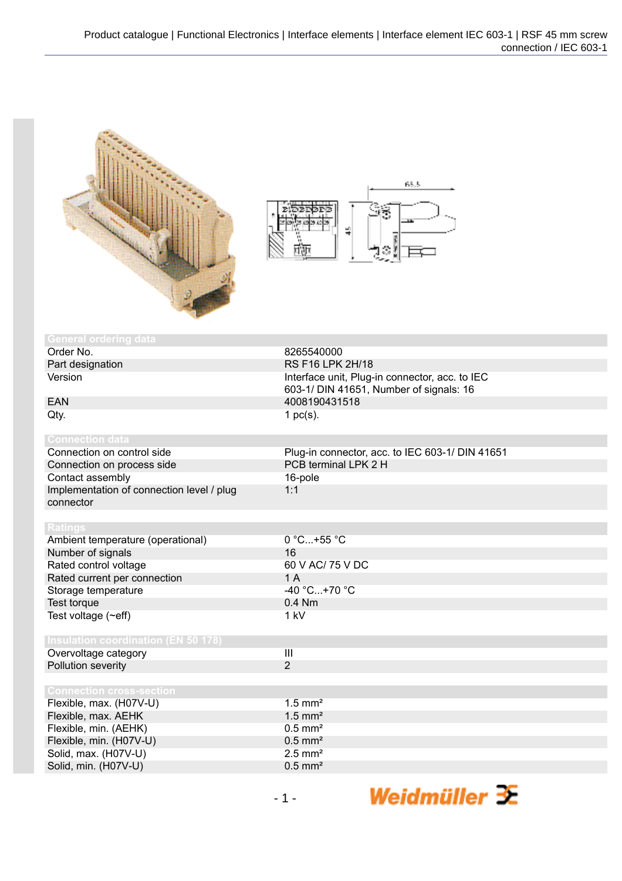## General ordering data

| | |
|---|---|
| Order No. | 8265540000 |
| Part designation | RS F16 LPK 2H/18 |
| Version | Interface unit, Plug-in connector, acc. to IEC 603-1/ DIN 41651, Number of signals: 16 |
| EAN | 4008190431518 |
| Qty. | 1 pc(s). |

## Connection data

| | |
|---|---|
| Connection on control side | Plug-in connector, acc. to IEC 603-1/ DIN 41651 |
| Connection on process side | PCB terminal LPK 2 H |
| Contact assembly | 16-pole |
| Implementation of connection level / plug connector | 1:1 |

## Ratings

| | |
|---|---|
| Ambient temperature (operational) | 0 °C...+55 °C |
| Number of signals | 16 |
| Rated control voltage | 60 V AC/ 75 V DC |
| Rated current per connection | 1 A |
| Storage temperature | -40 °C...+70 °C |
| Test torque | 0.4 Nm |
| Test voltage (~eff) | 1 kV |

## Insulation coordination (EN 50 178)

| | |
|---|---|
| Overvoltage category | III |
| Pollution severity | 2 |

## Connection cross-section

| | |
|---|---|
| Flexible, max. (H07V-U) | 1.5 mm² |
| Flexible, max. AEHK | 1.5 mm² |
| Flexible, min. (AEHK) | 0.5 mm² |
| Flexible, min. (H07V-U) | 0.5 mm² |
| Solid, max. (H07V-U) | 2.5 mm² |
| Solid, min. (H07V-U) | 0.5 mm² |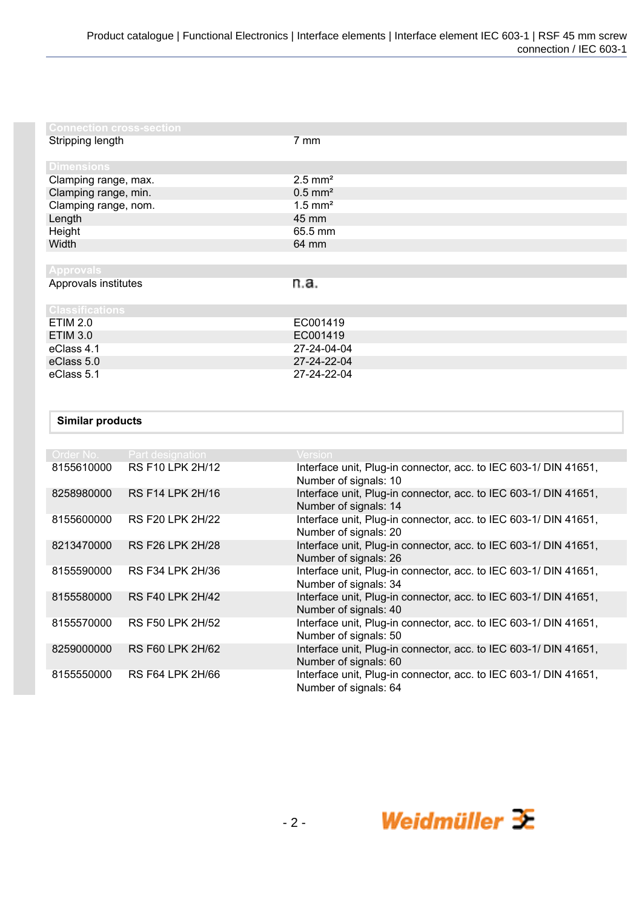| Connection cross-section | |
|---|---|
| Stripping length | 7 mm |

| Dimensions | |
|---|---|
| Clamping range, max. | 2.5 mm² |
| Clamping range, min. | 0.5 mm² |
| Clamping range, nom. | 1.5 mm² |
| Length | 45 mm |
| Height | 65.5 mm |
| Width | 64 mm |

| Approvals | |
|---|---|
| Approvals institutes | n.a. |

| Classifications | |
|---|---|
| ETIM 2.0 | EC001419 |
| ETIM 3.0 | EC001419 |
| eClass 4.1 | 27-24-04-04 |
| eClass 5.0 | 27-24-22-04 |
| eClass 5.1 | 27-24-22-04 |

## Similar products

| Order No. | Part designation | Version |
|---|---|---|
| 8155610000 | RS F10 LPK 2H/12 | Interface unit, Plug-in connector, acc. to IEC 603-1/ DIN 41651, Number of signals: 10 |
| 8258980000 | RS F14 LPK 2H/16 | Interface unit, Plug-in connector, acc. to IEC 603-1/ DIN 41651, Number of signals: 14 |
| 8155600000 | RS F20 LPK 2H/22 | Interface unit, Plug-in connector, acc. to IEC 603-1/ DIN 41651, Number of signals: 20 |
| 8213470000 | RS F26 LPK 2H/28 | Interface unit, Plug-in connector, acc. to IEC 603-1/ DIN 41651, Number of signals: 26 |
| 8155590000 | RS F34 LPK 2H/36 | Interface unit, Plug-in connector, acc. to IEC 603-1/ DIN 41651, Number of signals: 34 |
| 8155580000 | RS F40 LPK 2H/42 | Interface unit, Plug-in connector, acc. to IEC 603-1/ DIN 41651, Number of signals: 40 |
| 8155570000 | RS F50 LPK 2H/52 | Interface unit, Plug-in connector, acc. to IEC 603-1/ DIN 41651, Number of signals: 50 |
| 8259000000 | RS F60 LPK 2H/62 | Interface unit, Plug-in connector, acc. to IEC 603-1/ DIN 41651, Number of signals: 60 |
| 8155550000 | RS F64 LPK 2H/66 | Interface unit, Plug-in connector, acc. to IEC 603-1/ DIN 41651, Number of signals: 64 |